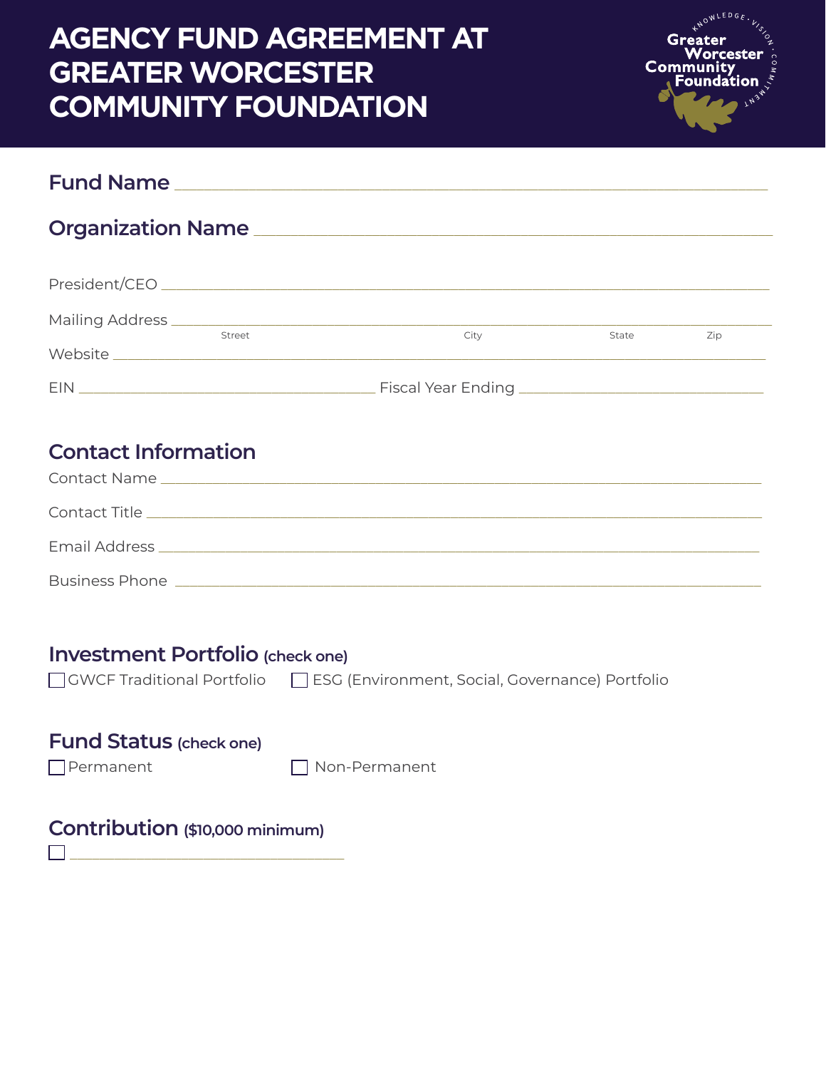# AGENCY FUND AGREEMENT AT GREATER WORCESTER COMMUNITY FOUNDATION

## Fund Name ______________________________________________

## Organization Name ______________________________________________

President/CEO ______________________________________________

Mailing Address ______________________________________________
Street City State Zip

Website ______________________________________________

EIN ______________________ Fiscal Year Ending ______________________

## Contact Information

Contact Name ______________________________________________

Contact Title ______________________________________________

Email Address ______________________________________________

Business Phone ______________________________________________

## Investment Portfolio (check one)

☐ GWCF Traditional Portfolio ☐ ESG (Environment, Social, Governance) Portfolio

## Fund Status (check one)

☐ Permanent ☐ Non-Permanent

## Contribution ($10,000 minimum)

☐ ______________________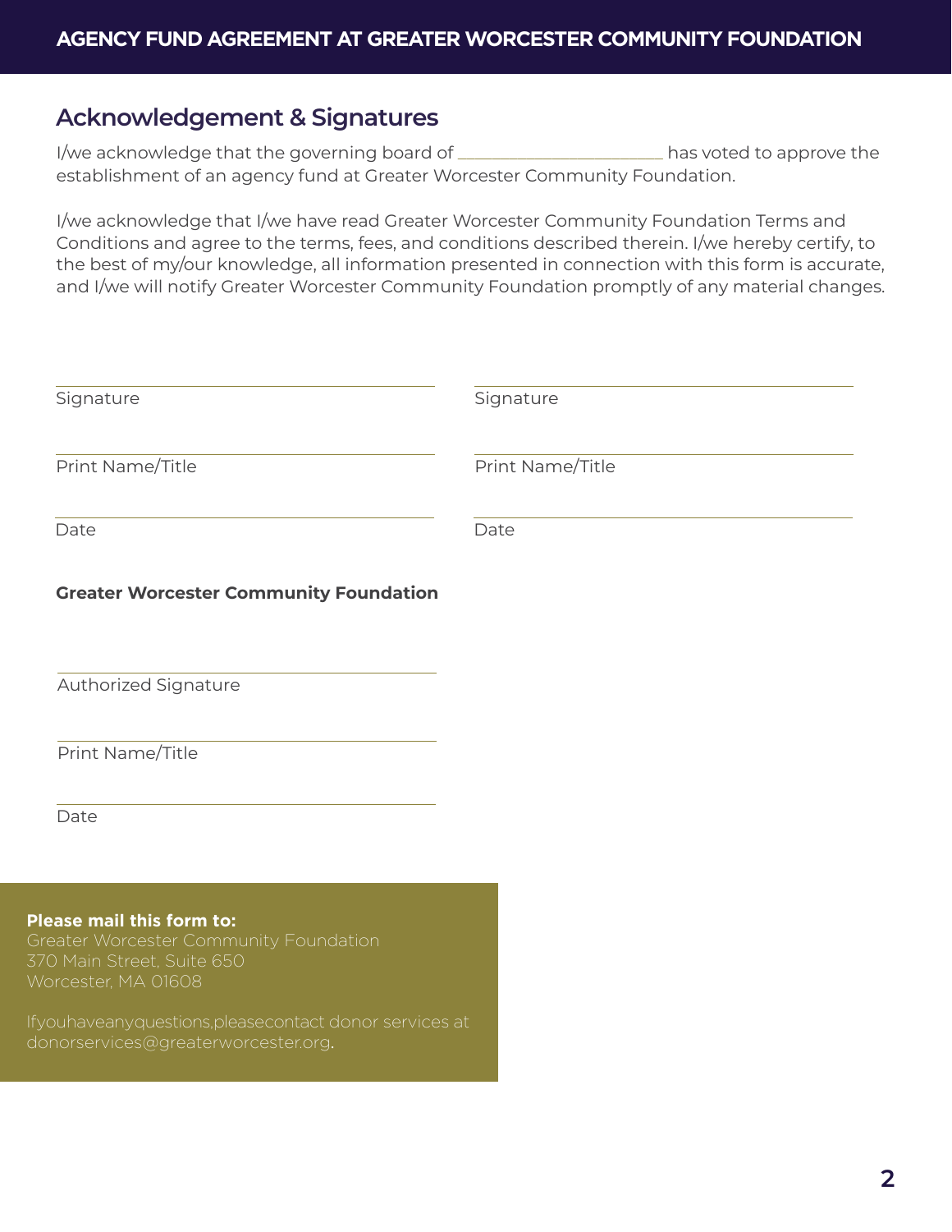## Acknowledgement & Signatures

I/we acknowledge that the governing board of ______________________ has voted to approve the establishment of an agency fund at Greater Worcester Community Foundation.

I/we acknowledge that I/we have read Greater Worcester Community Foundation Terms and Conditions and agree to the terms, fees, and conditions described therein. I/we hereby certify, to the best of my/our knowledge, all information presented in connection with this form is accurate, and I/we will notify Greater Worcester Community Foundation promptly of any material changes.

______________________________
Signature

______________________________
Print Name/Title

______________________________
Date

______________________________
Signature

______________________________
Print Name/Title

______________________________
Date

**Greater Worcester Community Foundation**

______________________________
Authorized Signature

______________________________
Print Name/Title

______________________________
Date

**Please mail this form to:**
Greater Worcester Community Foundation
370 Main Street, Suite 650
Worcester, MA 01608

Ifyouhaveanyquestions,pleasecontact donor services at donorservices@greaterworcester.org.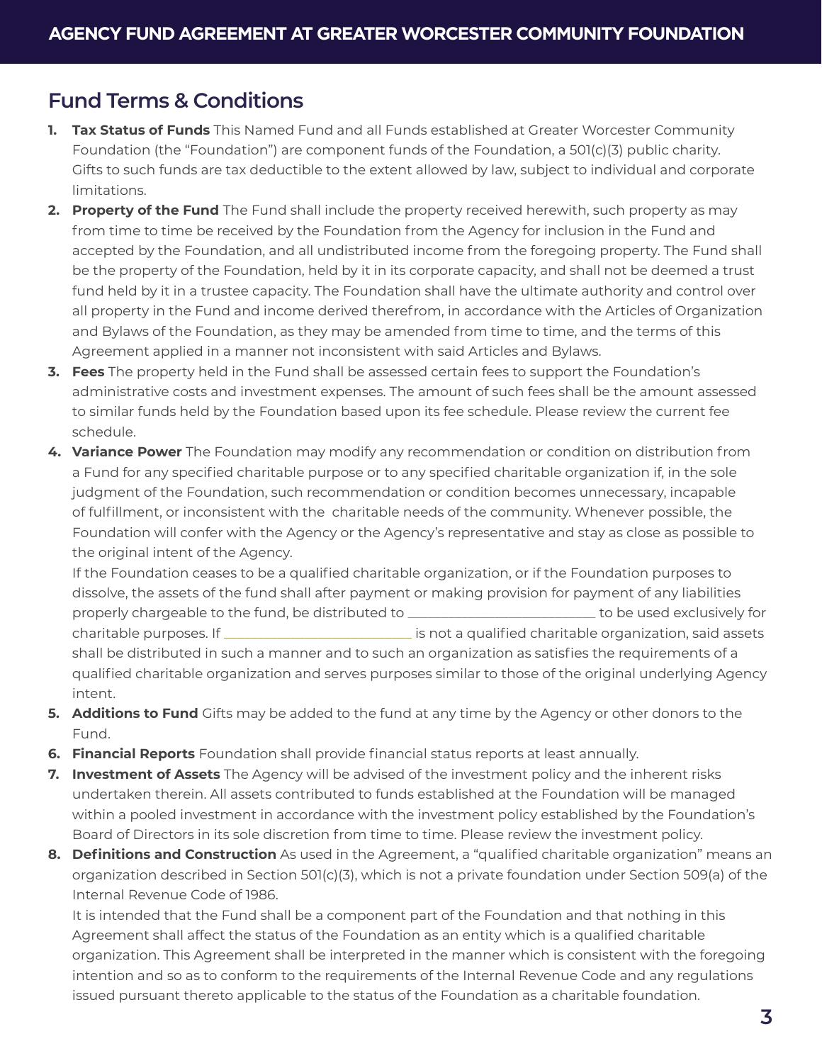## Fund Terms & Conditions

1. **Tax Status of Funds** This Named Fund and all Funds established at Greater Worcester Community Foundation (the "Foundation") are component funds of the Foundation, a 501(c)(3) public charity. Gifts to such funds are tax deductible to the extent allowed by law, subject to individual and corporate limitations.
2. **Property of the Fund** The Fund shall include the property received herewith, such property as may from time to time be received by the Foundation from the Agency for inclusion in the Fund and accepted by the Foundation, and all undistributed income from the foregoing property. The Fund shall be the property of the Foundation, held by it in its corporate capacity, and shall not be deemed a trust fund held by it in a trustee capacity. The Foundation shall have the ultimate authority and control over all property in the Fund and income derived therefrom, in accordance with the Articles of Organization and Bylaws of the Foundation, as they may be amended from time to time, and the terms of this Agreement applied in a manner not inconsistent with said Articles and Bylaws.
3. **Fees** The property held in the Fund shall be assessed certain fees to support the Foundation's administrative costs and investment expenses. The amount of such fees shall be the amount assessed to similar funds held by the Foundation based upon its fee schedule. Please review the current fee schedule.
4. **Variance Power** The Foundation may modify any recommendation or condition on distribution from a Fund for any specified charitable purpose or to any specified charitable organization if, in the sole judgment of the Foundation, such recommendation or condition becomes unnecessary, incapable of fulfillment, or inconsistent with the charitable needs of the community. Whenever possible, the Foundation will confer with the Agency or the Agency's representative and stay as close as possible to the original intent of the Agency.

   If the Foundation ceases to be a qualified charitable organization, or if the Foundation purposes to dissolve, the assets of the fund shall after payment or making provision for payment of any liabilities properly chargeable to the fund, be distributed to ___________________________ to be used exclusively for charitable purposes. If ___________________________ is not a qualified charitable organization, said assets shall be distributed in such a manner and to such an organization as satisfies the requirements of a qualified charitable organization and serves purposes similar to those of the original underlying Agency intent.
5. **Additions to Fund** Gifts may be added to the fund at any time by the Agency or other donors to the Fund.
6. **Financial Reports** Foundation shall provide financial status reports at least annually.
7. **Investment of Assets** The Agency will be advised of the investment policy and the inherent risks undertaken therein. All assets contributed to funds established at the Foundation will be managed within a pooled investment in accordance with the investment policy established by the Foundation's Board of Directors in its sole discretion from time to time. Please review the investment policy.
8. **Definitions and Construction** As used in the Agreement, a "qualified charitable organization" means an organization described in Section 501(c)(3), which is not a private foundation under Section 509(a) of the Internal Revenue Code of 1986.

   It is intended that the Fund shall be a component part of the Foundation and that nothing in this Agreement shall affect the status of the Foundation as an entity which is a qualified charitable organization. This Agreement shall be interpreted in the manner which is consistent with the foregoing intention and so as to conform to the requirements of the Internal Revenue Code and any regulations issued pursuant thereto applicable to the status of the Foundation as a charitable foundation.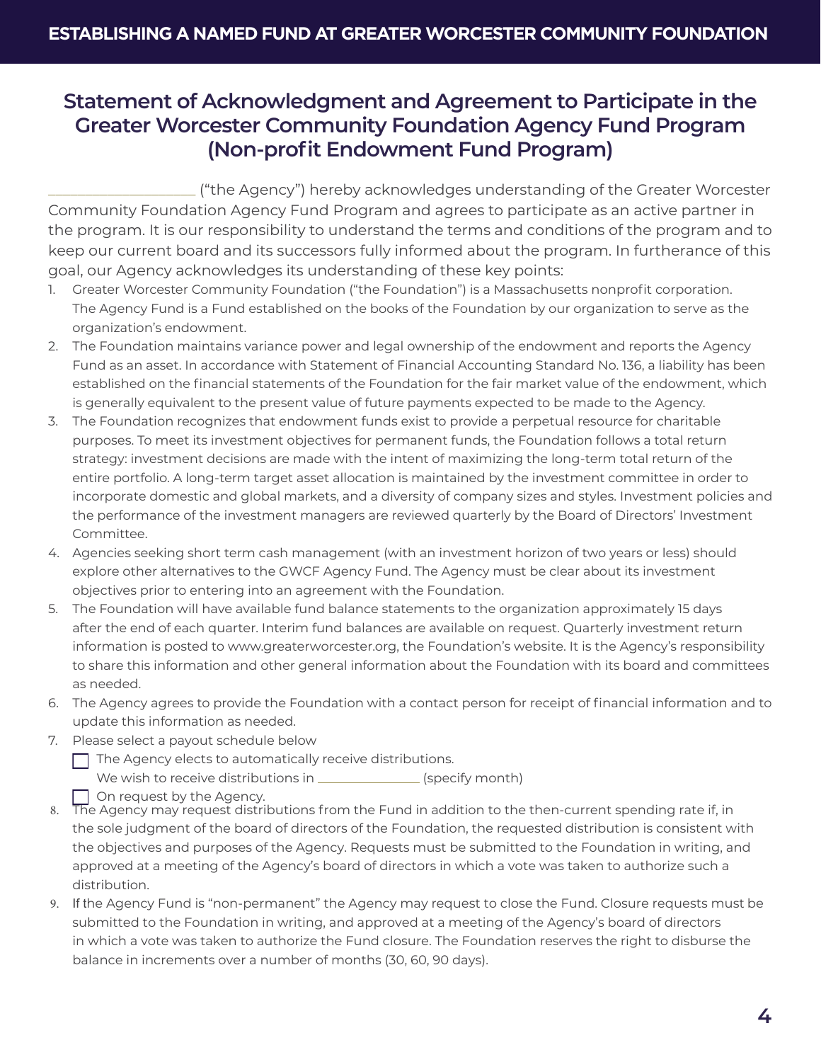## Statement of Acknowledgment and Agreement to Participate in the Greater Worcester Community Foundation Agency Fund Program (Non-profit Endowment Fund Program)

___________________ ("the Agency") hereby acknowledges understanding of the Greater Worcester Community Foundation Agency Fund Program and agrees to participate as an active partner in the program. It is our responsibility to understand the terms and conditions of the program and to keep our current board and its successors fully informed about the program. In furtherance of this goal, our Agency acknowledges its understanding of these key points:

1. Greater Worcester Community Foundation ("the Foundation") is a Massachusetts nonprofit corporation. The Agency Fund is a Fund established on the books of the Foundation by our organization to serve as the organization's endowment.
2. The Foundation maintains variance power and legal ownership of the endowment and reports the Agency Fund as an asset. In accordance with Statement of Financial Accounting Standard No. 136, a liability has been established on the financial statements of the Foundation for the fair market value of the endowment, which is generally equivalent to the present value of future payments expected to be made to the Agency.
3. The Foundation recognizes that endowment funds exist to provide a perpetual resource for charitable purposes. To meet its investment objectives for permanent funds, the Foundation follows a total return strategy: investment decisions are made with the intent of maximizing the long-term total return of the entire portfolio. A long-term target asset allocation is maintained by the investment committee in order to incorporate domestic and global markets, and a diversity of company sizes and styles. Investment policies and the performance of the investment managers are reviewed quarterly by the Board of Directors' Investment Committee.
4. Agencies seeking short term cash management (with an investment horizon of two years or less) should explore other alternatives to the GWCF Agency Fund. The Agency must be clear about its investment objectives prior to entering into an agreement with the Foundation.
5. The Foundation will have available fund balance statements to the organization approximately 15 days after the end of each quarter. Interim fund balances are available on request. Quarterly investment return information is posted to www.greaterworcester.org, the Foundation's website. It is the Agency's responsibility to share this information and other general information about the Foundation with its board and committees as needed.
6. The Agency agrees to provide the Foundation with a contact person for receipt of financial information and to update this information as needed.
7. Please select a payout schedule below

   ☐ The Agency elects to automatically receive distributions.
   We wish to receive distributions in ______________ (specify month)

   ☐ On request by the Agency.
8. The Agency may request distributions from the Fund in addition to the then-current spending rate if, in the sole judgment of the board of directors of the Foundation, the requested distribution is consistent with the objectives and purposes of the Agency. Requests must be submitted to the Foundation in writing, and approved at a meeting of the Agency's board of directors in which a vote was taken to authorize such a distribution.
9. If the Agency Fund is "non-permanent" the Agency may request to close the Fund. Closure requests must be submitted to the Foundation in writing, and approved at a meeting of the Agency's board of directors in which a vote was taken to authorize the Fund closure. The Foundation reserves the right to disburse the balance in increments over a number of months (30, 60, 90 days).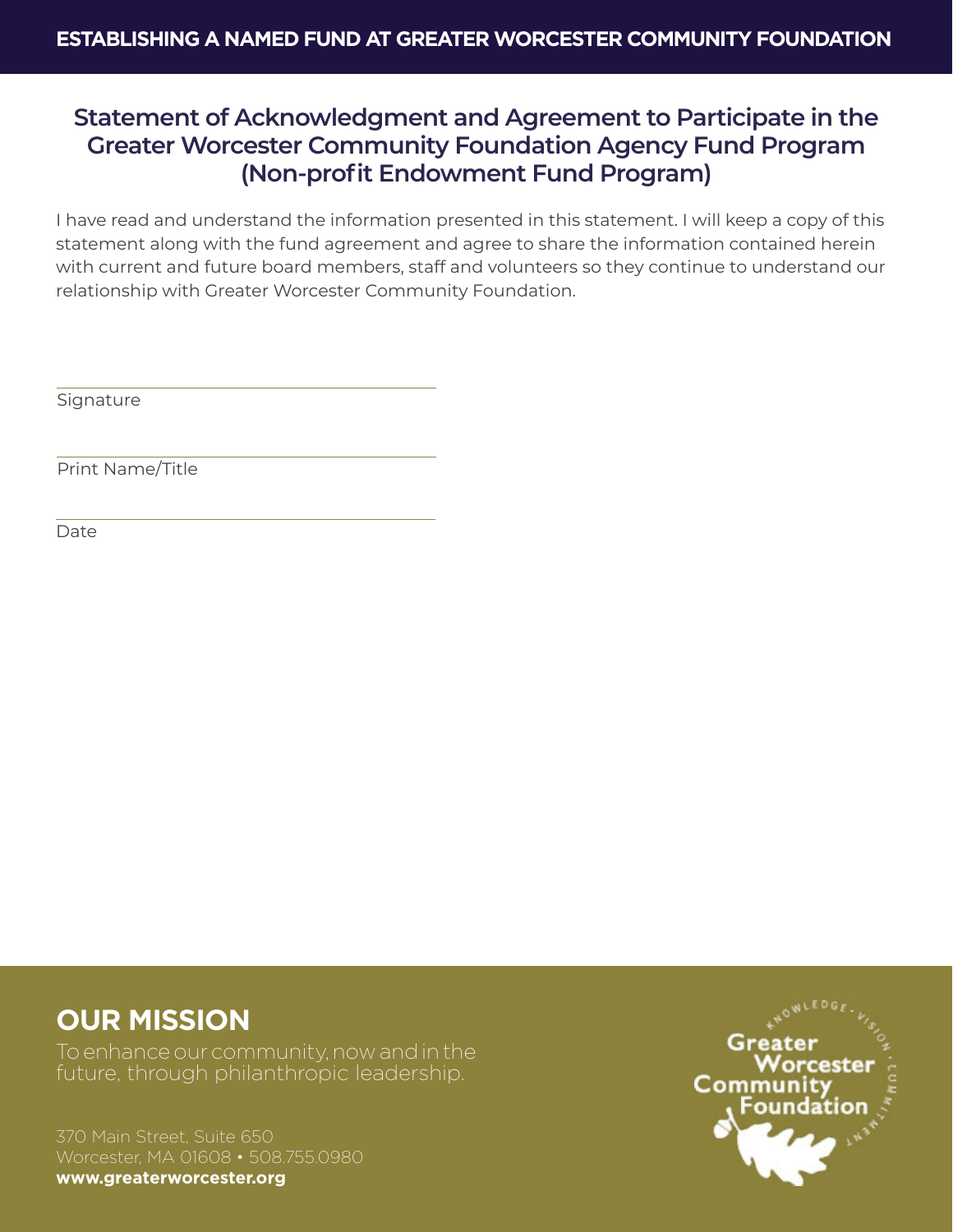## Statement of Acknowledgment and Agreement to Participate in the Greater Worcester Community Foundation Agency Fund Program (Non-profit Endowment Fund Program)

I have read and understand the information presented in this statement. I will keep a copy of this statement along with the fund agreement and agree to share the information contained herein with current and future board members, staff and volunteers so they continue to understand our relationship with Greater Worcester Community Foundation.

\_\_\_\_\_\_\_\_\_\_\_\_\_\_\_\_\_\_\_\_\_\_\_\_\_\_\_\_\_\_\_\_\_\_\_\_\_\_
Signature

\_\_\_\_\_\_\_\_\_\_\_\_\_\_\_\_\_\_\_\_\_\_\_\_\_\_\_\_\_\_\_\_\_\_\_\_\_\_
Print Name/Title

\_\_\_\_\_\_\_\_\_\_\_\_\_\_\_\_\_\_\_\_\_\_\_\_\_\_\_\_\_\_\_\_\_\_\_\_\_\_
Date

## OUR MISSION

To enhance our community, now and in the future, through philanthropic leadership.

370 Main Street, Suite 650
Worcester, MA 01608 • 508.755.0980
**www.greaterworcester.org**